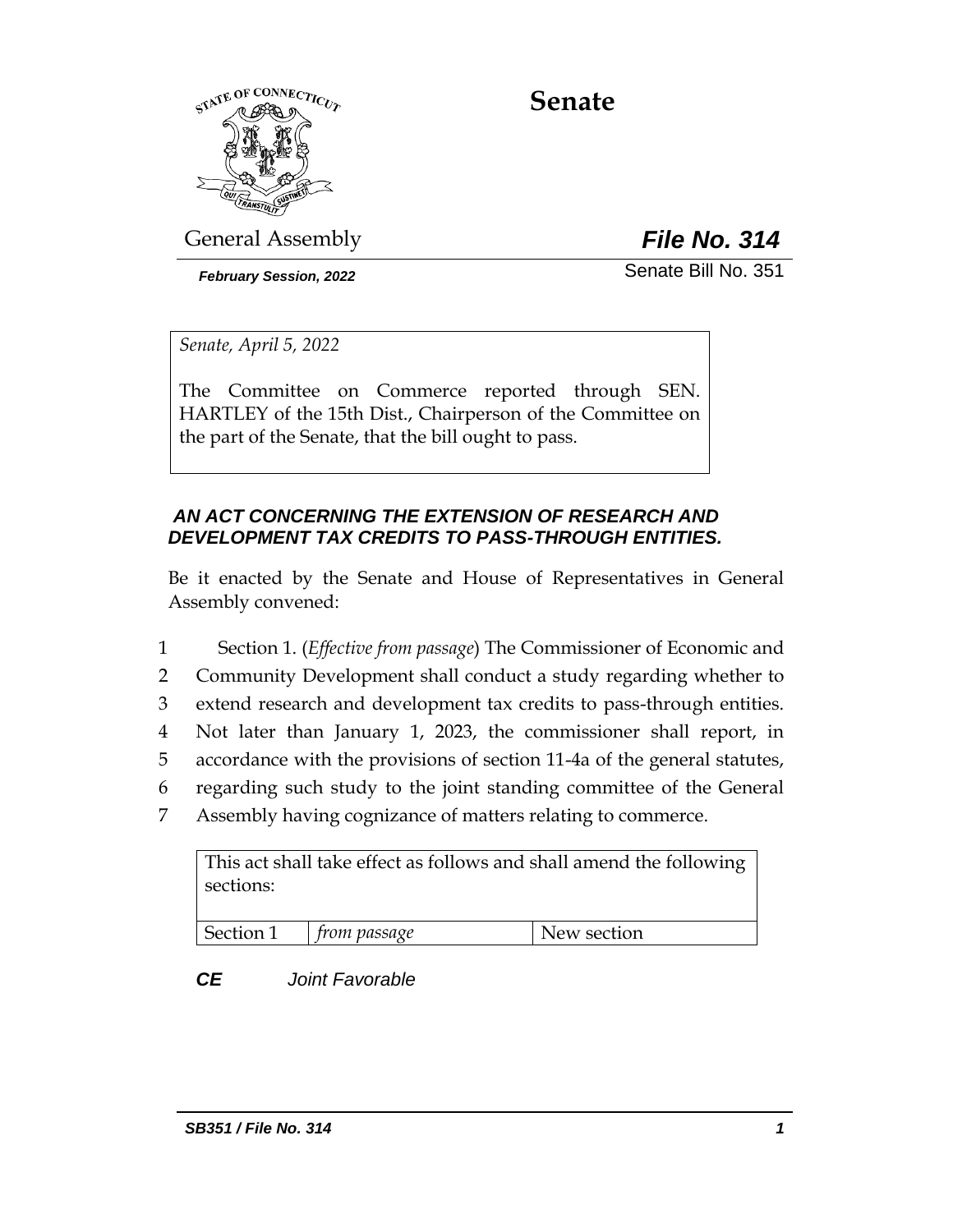# Senate

General Assembly

***File No. 314***

***February Session, 2022***

Senate Bill No. 351

*Senate, April 5, 2022*

The Committee on Commerce reported through SEN. HARTLEY of the 15th Dist., Chairperson of the Committee on the part of the Senate, that the bill ought to pass.

### *AN ACT CONCERNING THE EXTENSION OF RESEARCH AND DEVELOPMENT TAX CREDITS TO PASS-THROUGH ENTITIES.*

Be it enacted by the Senate and House of Representatives in General Assembly convened:

1 Section 1. (*Effective from passage*) The Commissioner of Economic and
2 Community Development shall conduct a study regarding whether to
3 extend research and development tax credits to pass-through entities.
4 Not later than January 1, 2023, the commissioner shall report, in
5 accordance with the provisions of section 11-4a of the general statutes,
6 regarding such study to the joint standing committee of the General
7 Assembly having cognizance of matters relating to commerce.

| This act shall take effect as follows and shall amend the following sections: | | |
|---|---|---|
| Section 1 | *from passage* | New section |

***CE*** *Joint Favorable*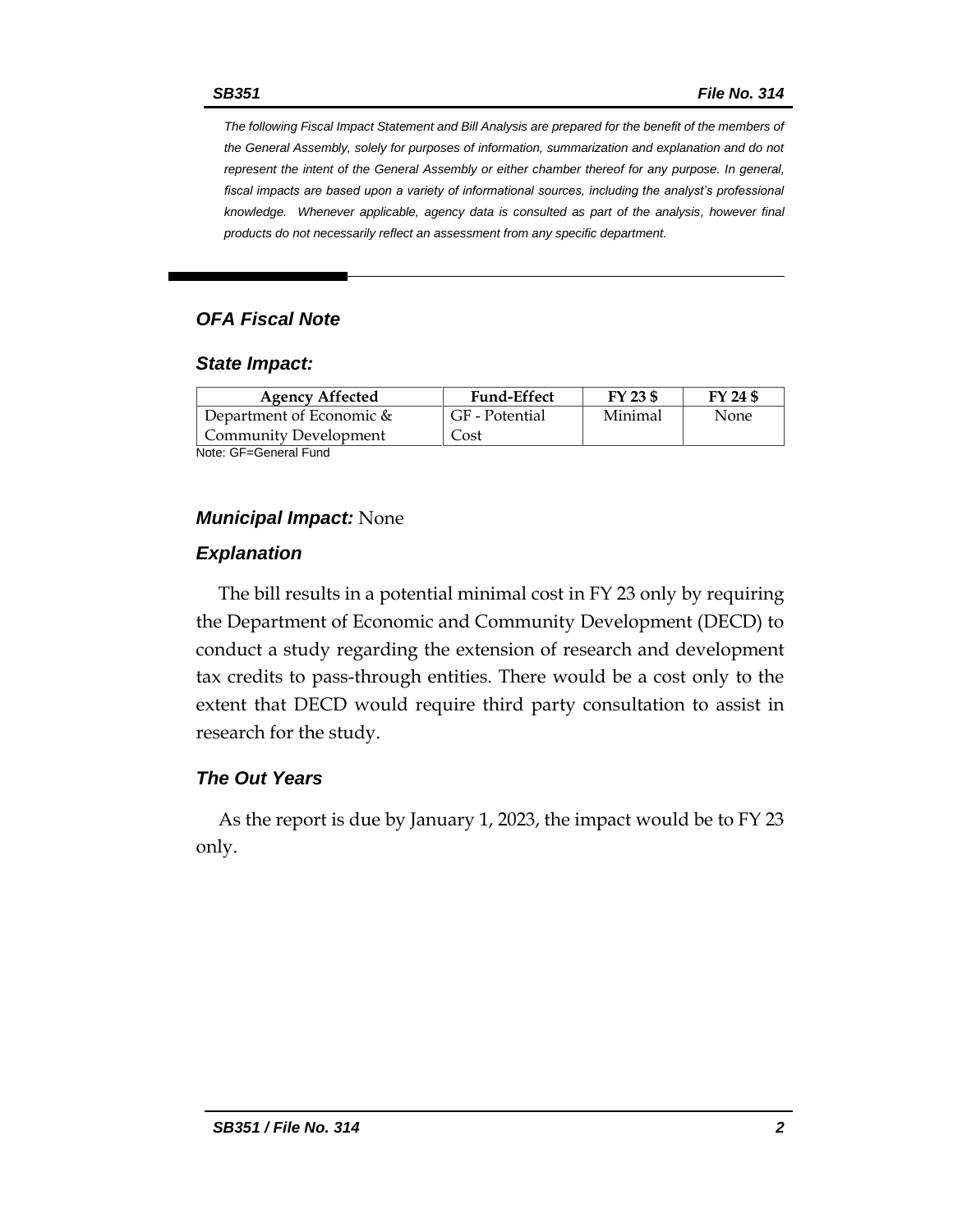*The following Fiscal Impact Statement and Bill Analysis are prepared for the benefit of the members of the General Assembly, solely for purposes of information, summarization and explanation and do not represent the intent of the General Assembly or either chamber thereof for any purpose. In general, fiscal impacts are based upon a variety of informational sources, including the analyst's professional knowledge. Whenever applicable, agency data is consulted as part of the analysis, however final products do not necessarily reflect an assessment from any specific department.*

## OFA Fiscal Note

### State Impact:

| Agency Affected | Fund-Effect | FY 23 $ | FY 24 $ |
|---|---|---|---|
| Department of Economic & Community Development | GF - Potential Cost | Minimal | None |

Note: GF=General Fund

### Municipal Impact: None

### Explanation

The bill results in a potential minimal cost in FY 23 only by requiring the Department of Economic and Community Development (DECD) to conduct a study regarding the extension of research and development tax credits to pass-through entities. There would be a cost only to the extent that DECD would require third party consultation to assist in research for the study.

### The Out Years

As the report is due by January 1, 2023, the impact would be to FY 23 only.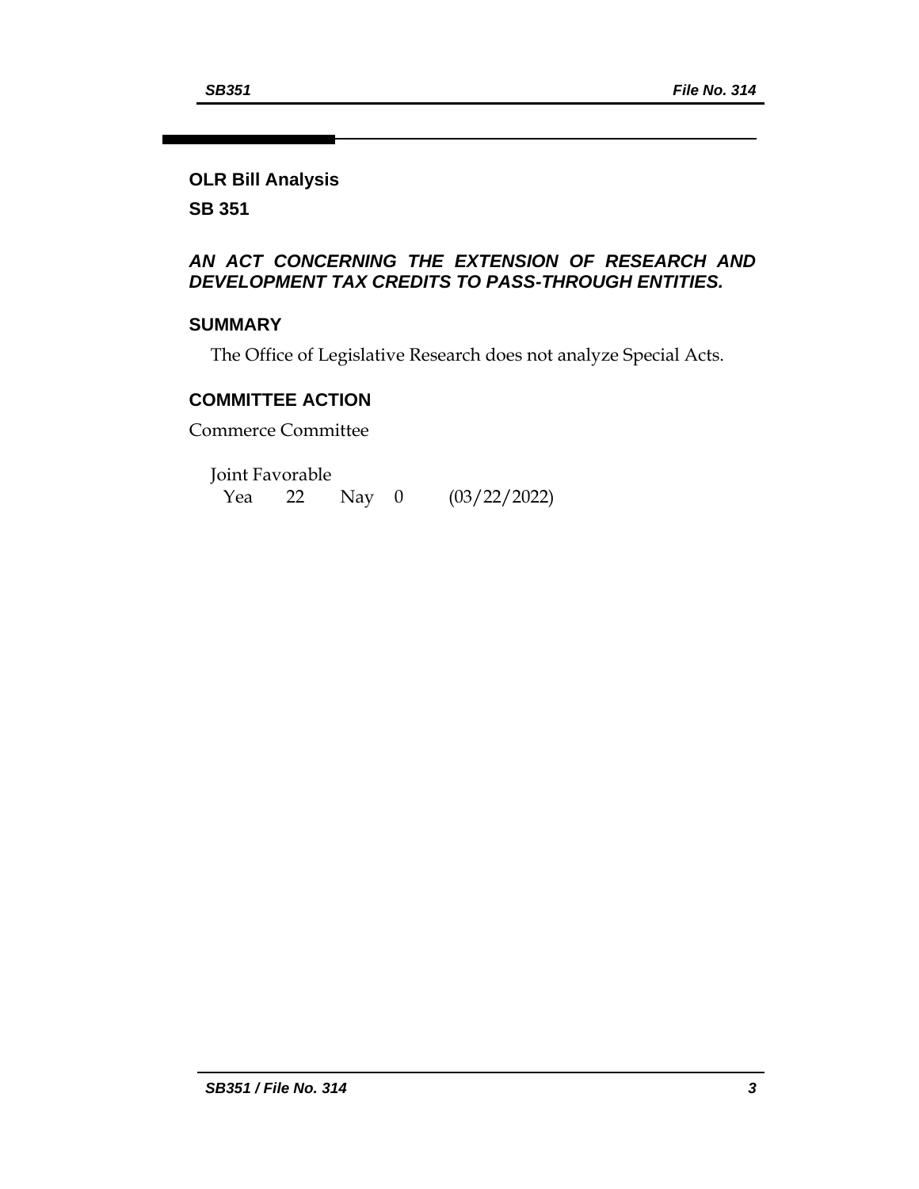# OLR Bill Analysis

## SB 351

### *AN ACT CONCERNING THE EXTENSION OF RESEARCH AND DEVELOPMENT TAX CREDITS TO PASS-THROUGH ENTITIES.*

## SUMMARY

The Office of Legislative Research does not analyze Special Acts.

## COMMITTEE ACTION

Commerce Committee

Joint Favorable
Yea 22 Nay 0 (03/22/2022)